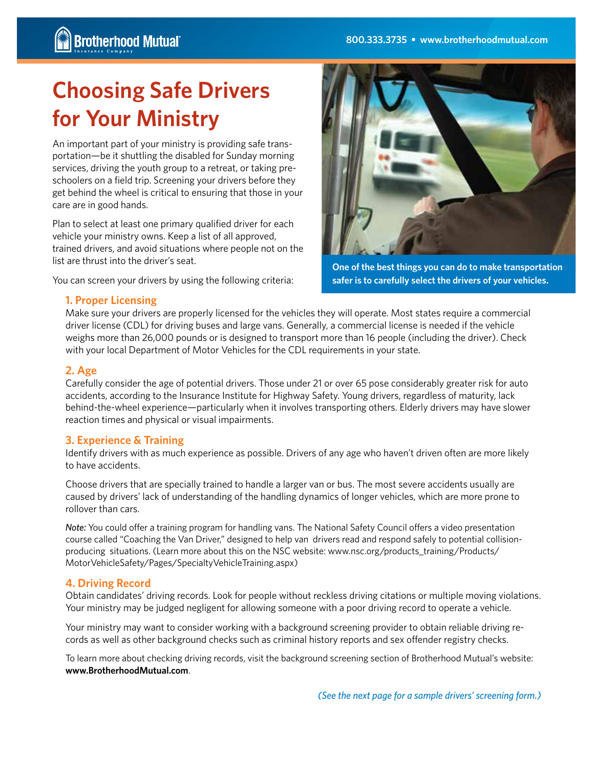# Choosing Safe Drivers for Your Ministry

An important part of your ministry is providing safe transportation—be it shuttling the disabled for Sunday morning services, driving the youth group to a retreat, or taking preschoolers on a field trip. Screening your drivers before they get behind the wheel is critical to ensuring that those in your care are in good hands.

Plan to select at least one primary qualified driver for each vehicle your ministry owns. Keep a list of all approved, trained drivers, and avoid situations where people not on the list are thrust into the driver's seat.

You can screen your drivers by using the following criteria:

One of the best things you can do to make transportation safer is to carefully select the drivers of your vehicles.

### 1. Proper Licensing

Make sure your drivers are properly licensed for the vehicles they will operate. Most states require a commercial driver license (CDL) for driving buses and large vans. Generally, a commercial license is needed if the vehicle weighs more than 26,000 pounds or is designed to transport more than 16 people (including the driver). Check with your local Department of Motor Vehicles for the CDL requirements in your state.

### 2. Age

Carefully consider the age of potential drivers. Those under 21 or over 65 pose considerably greater risk for auto accidents, according to the Insurance Institute for Highway Safety. Young drivers, regardless of maturity, lack behind-the-wheel experience—particularly when it involves transporting others. Elderly drivers may have slower reaction times and physical or visual impairments.

### 3. Experience & Training

Identify drivers with as much experience as possible. Drivers of any age who haven't driven often are more likely to have accidents.

Choose drivers that are specially trained to handle a larger van or bus. The most severe accidents usually are caused by drivers' lack of understanding of the handling dynamics of longer vehicles, which are more prone to rollover than cars.

*Note:* You could offer a training program for handling vans. The National Safety Council offers a video presentation course called "Coaching the Van Driver," designed to help van drivers read and respond safely to potential collision-producing situations. (Learn more about this on the NSC website: www.nsc.org/products_training/Products/MotorVehicleSafety/Pages/SpecialtyVehicleTraining.aspx)

### 4. Driving Record

Obtain candidates' driving records. Look for people without reckless driving citations or multiple moving violations. Your ministry may be judged negligent for allowing someone with a poor driving record to operate a vehicle.

Your ministry may want to consider working with a background screening provider to obtain reliable driving records as well as other background checks such as criminal history reports and sex offender registry checks.

To learn more about checking driving records, visit the background screening section of Brotherhood Mutual's website: **www.BrotherhoodMutual.com**.

*(See the next page for a sample drivers' screening form.)*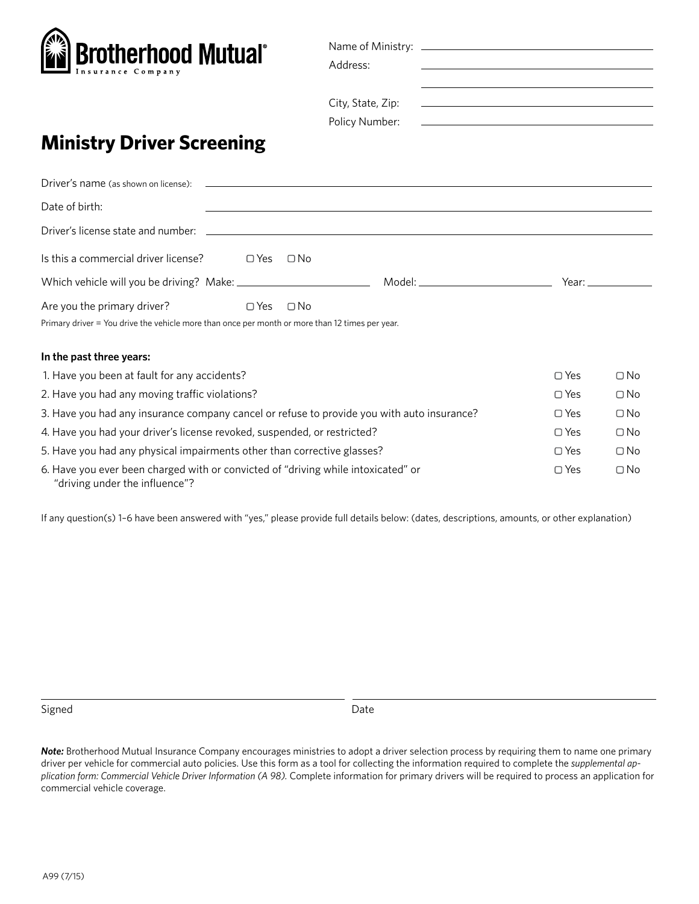**Brotherhood Mutual**®
Insurance Company

Name of Ministry: ______________________________

Address: ______________________________

______________________________

City, State, Zip: ______________________________

Policy Number: ______________________________

# Ministry Driver Screening

Driver's name (as shown on license): ______________________________

Date of birth: ______________________________

Driver's license state and number: ______________________________

Is this a commercial driver license? ☐ Yes ☐ No

Which vehicle will you be driving? Make: ______________ Model: ______________ Year: ________

Are you the primary driver? ☐ Yes ☐ No

Primary driver = You drive the vehicle more than once per month or more than 12 times per year.

**In the past three years:**

| | | |
|---|---|---|
| 1. Have you been at fault for any accidents? | ☐ Yes | ☐ No |
| 2. Have you had any moving traffic violations? | ☐ Yes | ☐ No |
| 3. Have you had any insurance company cancel or refuse to provide you with auto insurance? | ☐ Yes | ☐ No |
| 4. Have you had your driver's license revoked, suspended, or restricted? | ☐ Yes | ☐ No |
| 5. Have you had any physical impairments other than corrective glasses? | ☐ Yes | ☐ No |
| 6. Have you ever been charged with or convicted of "driving while intoxicated" or "driving under the influence"? | ☐ Yes | ☐ No |

If any question(s) 1–6 have been answered with "yes," please provide full details below: (dates, descriptions, amounts, or other explanation)

______________________________ ______________________________

Signed Date

***Note:*** Brotherhood Mutual Insurance Company encourages ministries to adopt a driver selection process by requiring them to name one primary driver per vehicle for commercial auto policies. Use this form as a tool for collecting the information required to complete the *supplemental application form: Commercial Vehicle Driver Information (A 98)*. Complete information for primary drivers will be required to process an application for commercial vehicle coverage.

A99 (7/15)